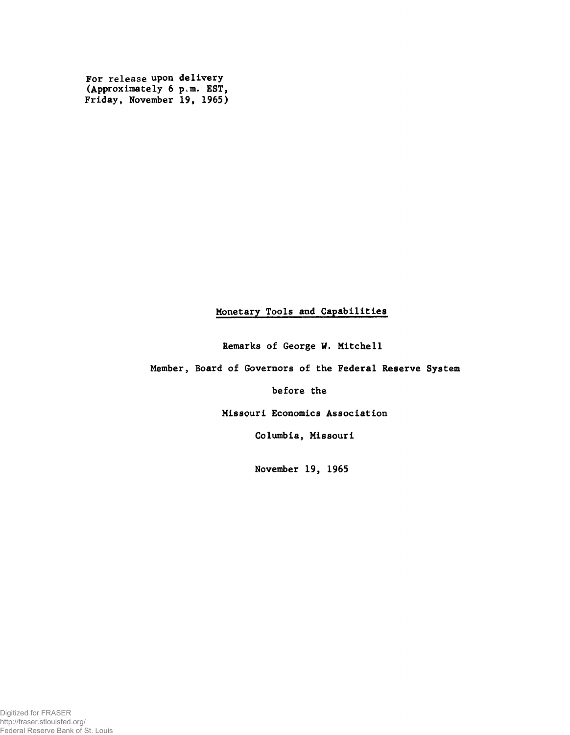For release upon delivery
(Approximately 6 p.m. EST,
Friday, November 19, 1965)

# Monetary Tools and Capabilities

Remarks of George W. Mitchell

Member, Board of Governors of the Federal Reserve System

before the

Missouri Economics Association

Columbia, Missouri

November 19, 1965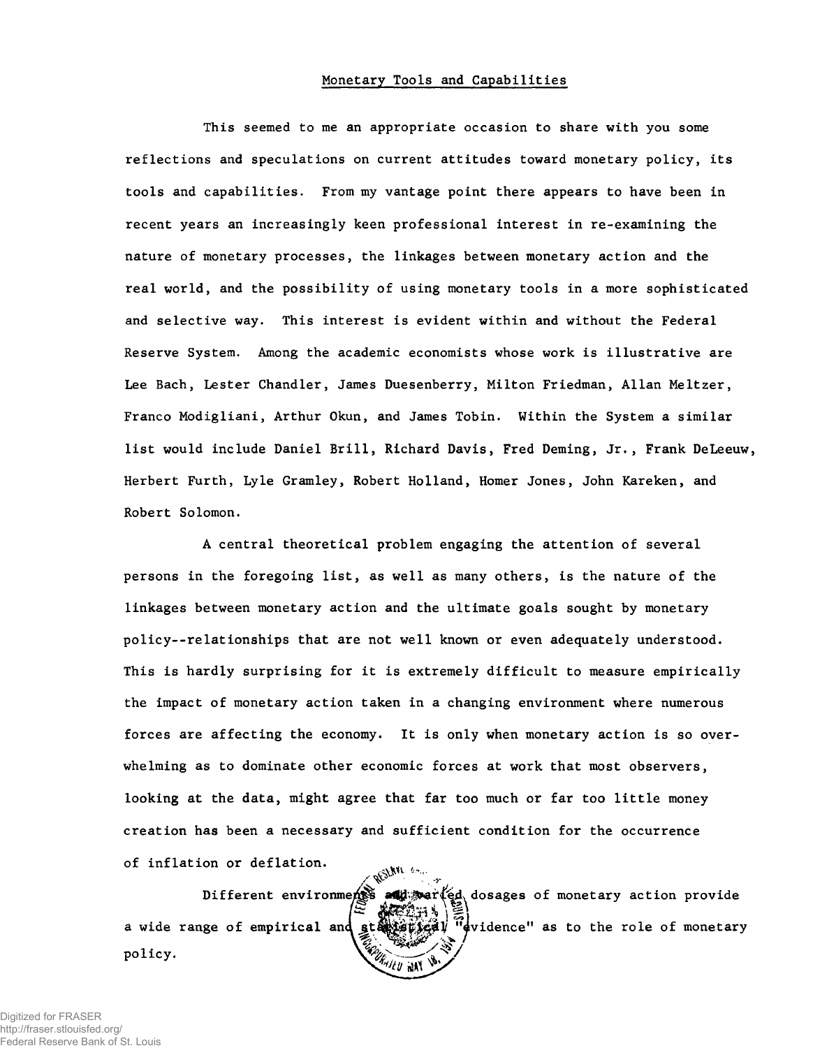## Monetary Tools and Capabilities

This seemed to me an appropriate occasion to share with you some reflections and speculations on current attitudes toward monetary policy, its tools and capabilities. From my vantage point there appears to have been in recent years an increasingly keen professional interest in re-examining the nature of monetary processes, the linkages between monetary action and the real world, and the possibility of using monetary tools in a more sophisticated and selective way. This interest is evident within and without the Federal Reserve System. Among the academic economists whose work is illustrative are Lee Bach, Lester Chandler, James Duesenberry, Milton Friedman, Allan Meltzer, Franco Modigliani, Arthur Okun, and James Tobin. Within the System a similar list would include Daniel Brill, Richard Davis, Fred Deming, Jr., Frank DeLeeuw, Herbert Furth, Lyle Gramley, Robert Holland, Homer Jones, John Kareken, and Robert Solomon.

A central theoretical problem engaging the attention of several persons in the foregoing list, as well as many others, is the nature of the linkages between monetary action and the ultimate goals sought by monetary policy--relationships that are not well known or even adequately understood. This is hardly surprising for it is extremely difficult to measure empirically the impact of monetary action taken in a changing environment where numerous forces are affecting the economy. It is only when monetary action is so overwhelming as to dominate other economic forces at work that most observers, looking at the data, might agree that far too much or far too little money creation has been a necessary and sufficient condition for the occurrence of inflation or deflation.

Different environments and varied dosages of monetary action provide a wide range of empirical and statistical "evidence" as to the role of monetary policy.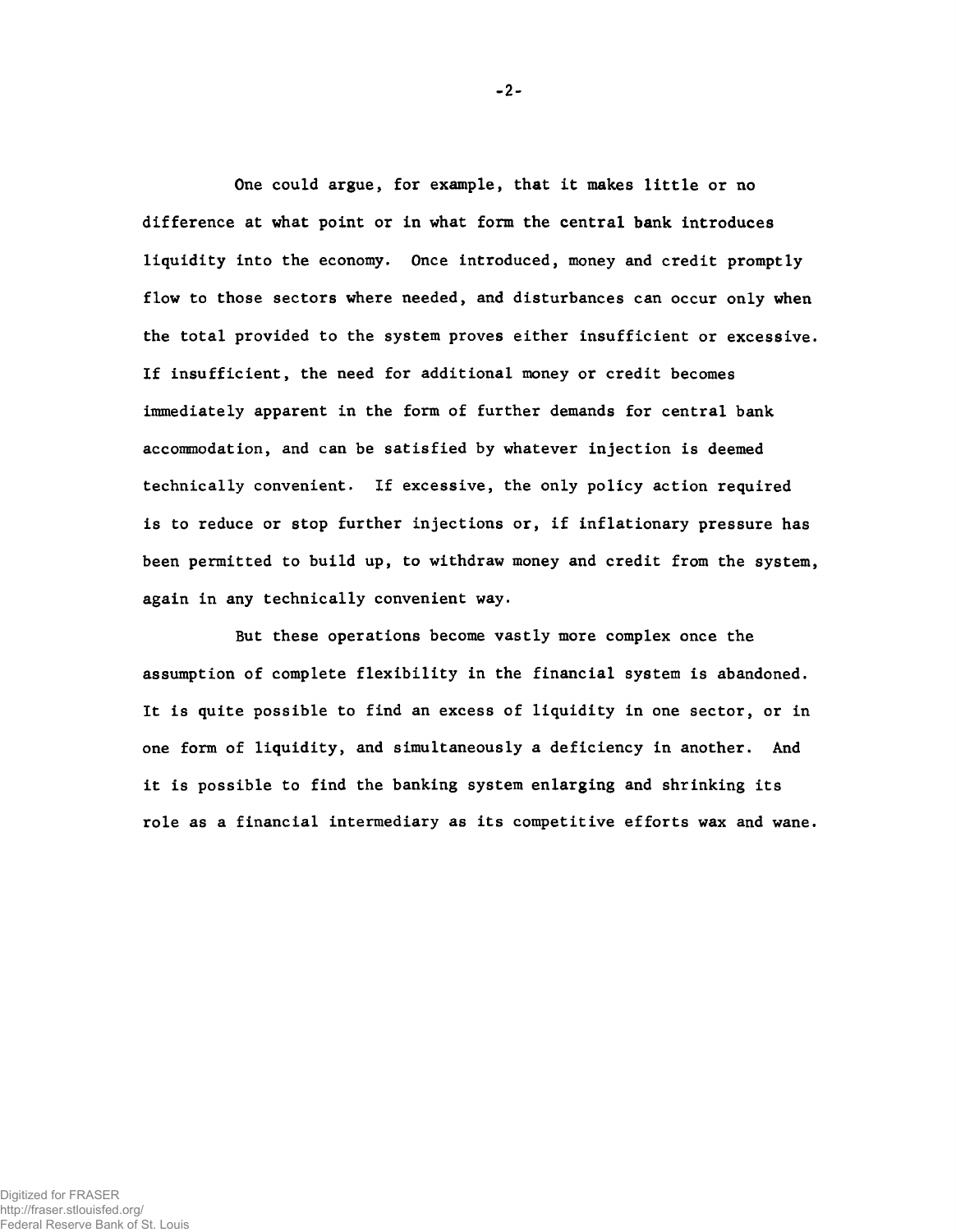One could argue, for example, that it makes little or no difference at what point or in what form the central bank introduces liquidity into the economy. Once introduced, money and credit promptly flow to those sectors where needed, and disturbances can occur only when the total provided to the system proves either insufficient or excessive. If insufficient, the need for additional money or credit becomes immediately apparent in the form of further demands for central bank accommodation, and can be satisfied by whatever injection is deemed technically convenient. If excessive, the only policy action required is to reduce or stop further injections or, if inflationary pressure has been permitted to build up, to withdraw money and credit from the system, again in any technically convenient way.

But these operations become vastly more complex once the assumption of complete flexibility in the financial system is abandoned. It is quite possible to find an excess of liquidity in one sector, or in one form of liquidity, and simultaneously a deficiency in another. And it is possible to find the banking system enlarging and shrinking its role as a financial intermediary as its competitive efforts wax and wane.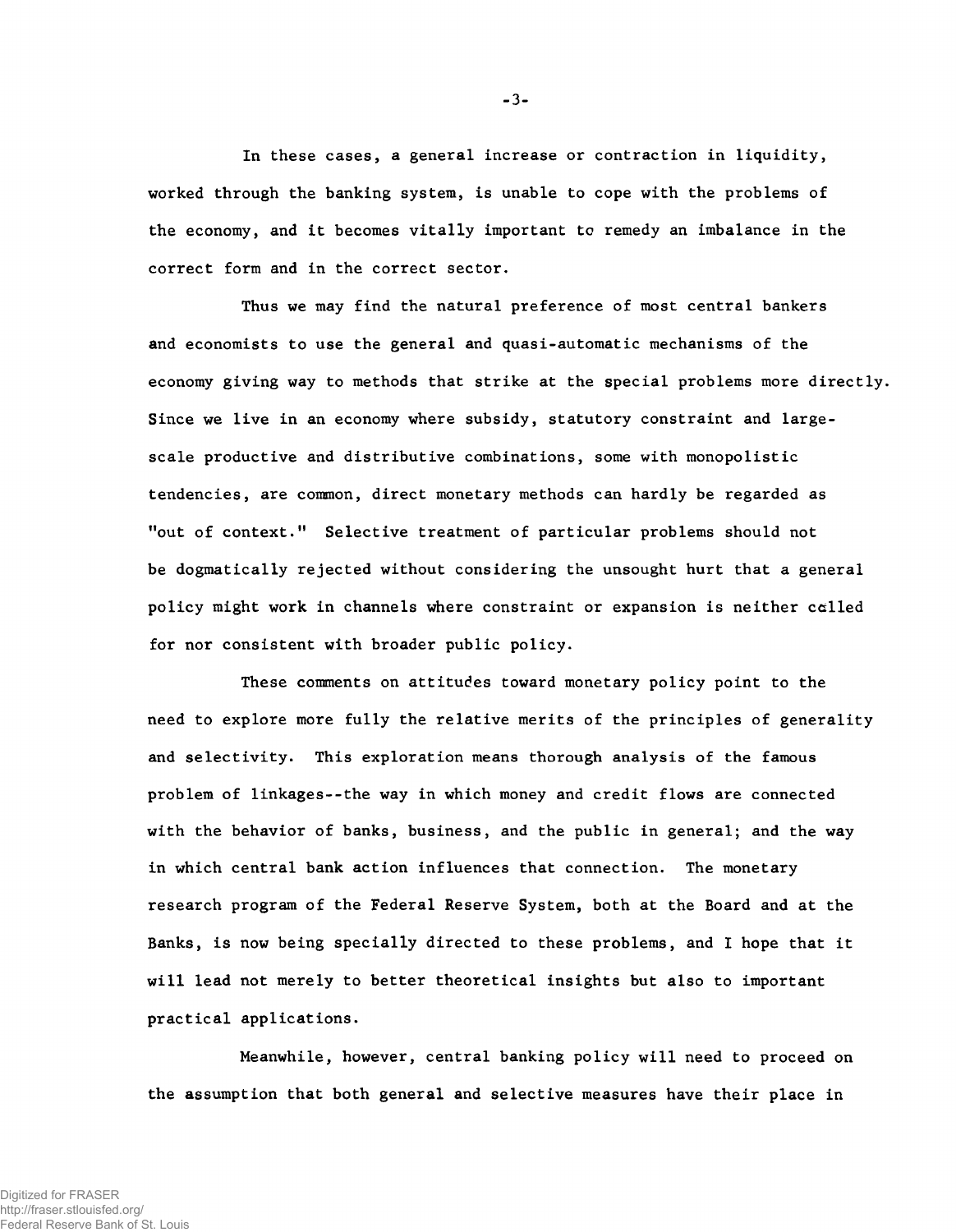In these cases, a general increase or contraction in liquidity, worked through the banking system, is unable to cope with the problems of the economy, and it becomes vitally important to remedy an imbalance in the correct form and in the correct sector.

Thus we may find the natural preference of most central bankers and economists to use the general and quasi-automatic mechanisms of the economy giving way to methods that strike at the special problems more directly. Since we live in an economy where subsidy, statutory constraint and large-scale productive and distributive combinations, some with monopolistic tendencies, are common, direct monetary methods can hardly be regarded as "out of context." Selective treatment of particular problems should not be dogmatically rejected without considering the unsought hurt that a general policy might work in channels where constraint or expansion is neither called for nor consistent with broader public policy.

These comments on attitudes toward monetary policy point to the need to explore more fully the relative merits of the principles of generality and selectivity. This exploration means thorough analysis of the famous problem of linkages--the way in which money and credit flows are connected with the behavior of banks, business, and the public in general; and the way in which central bank action influences that connection. The monetary research program of the Federal Reserve System, both at the Board and at the Banks, is now being specially directed to these problems, and I hope that it will lead not merely to better theoretical insights but also to important practical applications.

Meanwhile, however, central banking policy will need to proceed on the assumption that both general and selective measures have their place in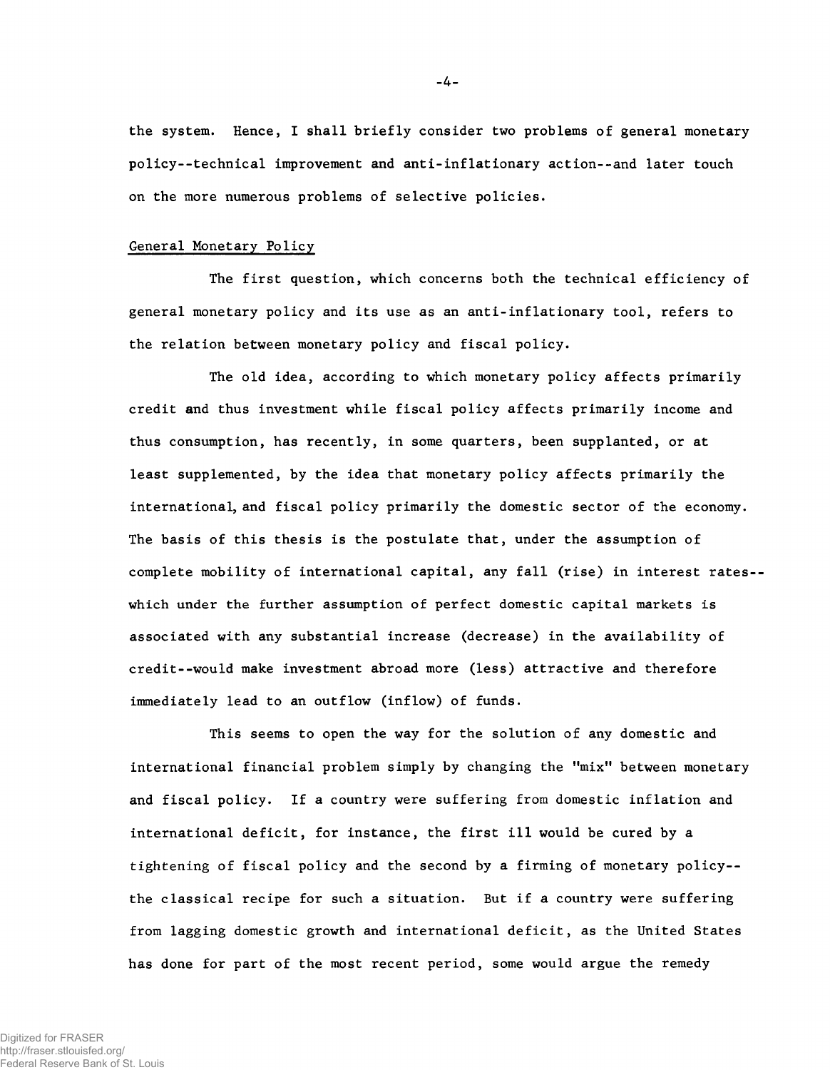the system. Hence, I shall briefly consider two problems of general monetary policy--technical improvement and anti-inflationary action--and later touch on the more numerous problems of selective policies.

## General Monetary Policy

The first question, which concerns both the technical efficiency of general monetary policy and its use as an anti-inflationary tool, refers to the relation between monetary policy and fiscal policy.

The old idea, according to which monetary policy affects primarily credit and thus investment while fiscal policy affects primarily income and thus consumption, has recently, in some quarters, been supplanted, or at least supplemented, by the idea that monetary policy affects primarily the international, and fiscal policy primarily the domestic sector of the economy. The basis of this thesis is the postulate that, under the assumption of complete mobility of international capital, any fall (rise) in interest rates--which under the further assumption of perfect domestic capital markets is associated with any substantial increase (decrease) in the availability of credit--would make investment abroad more (less) attractive and therefore immediately lead to an outflow (inflow) of funds.

This seems to open the way for the solution of any domestic and international financial problem simply by changing the "mix" between monetary and fiscal policy. If a country were suffering from domestic inflation and international deficit, for instance, the first ill would be cured by a tightening of fiscal policy and the second by a firming of monetary policy--the classical recipe for such a situation. But if a country were suffering from lagging domestic growth and international deficit, as the United States has done for part of the most recent period, some would argue the remedy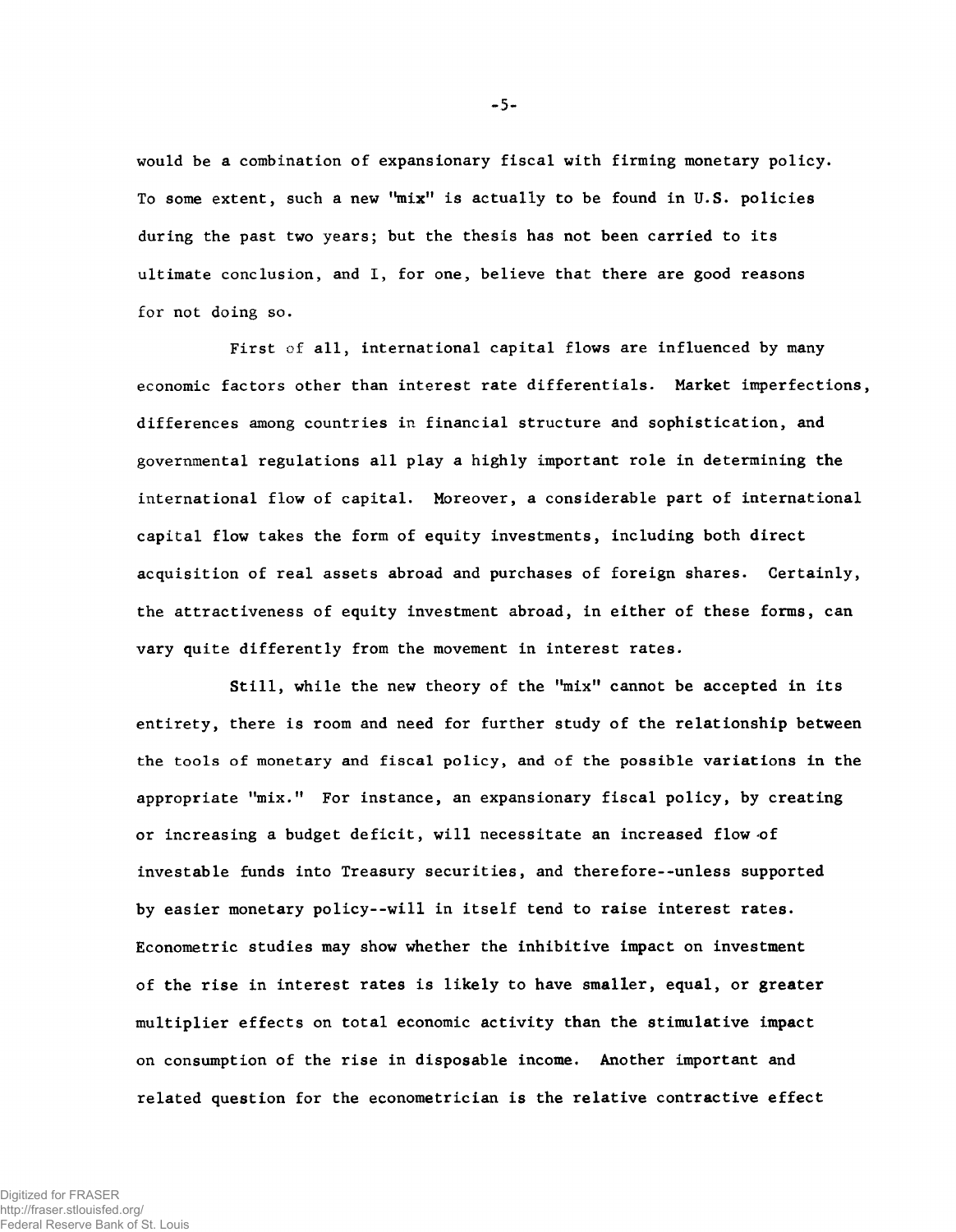would be a combination of expansionary fiscal with firming monetary policy. To some extent, such a new "mix" is actually to be found in U.S. policies during the past two years; but the thesis has not been carried to its ultimate conclusion, and I, for one, believe that there are good reasons for not doing so.

First of all, international capital flows are influenced by many economic factors other than interest rate differentials. Market imperfections, differences among countries in financial structure and sophistication, and governmental regulations all play a highly important role in determining the international flow of capital. Moreover, a considerable part of international capital flow takes the form of equity investments, including both direct acquisition of real assets abroad and purchases of foreign shares. Certainly, the attractiveness of equity investment abroad, in either of these forms, can vary quite differently from the movement in interest rates.

Still, while the new theory of the "mix" cannot be accepted in its entirety, there is room and need for further study of the relationship between the tools of monetary and fiscal policy, and of the possible variations in the appropriate "mix." For instance, an expansionary fiscal policy, by creating or increasing a budget deficit, will necessitate an increased flow of investable funds into Treasury securities, and therefore--unless supported by easier monetary policy--will in itself tend to raise interest rates. Econometric studies may show whether the inhibitive impact on investment of the rise in interest rates is likely to have smaller, equal, or greater multiplier effects on total economic activity than the stimulative impact on consumption of the rise in disposable income. Another important and related question for the econometrician is the relative contractive effect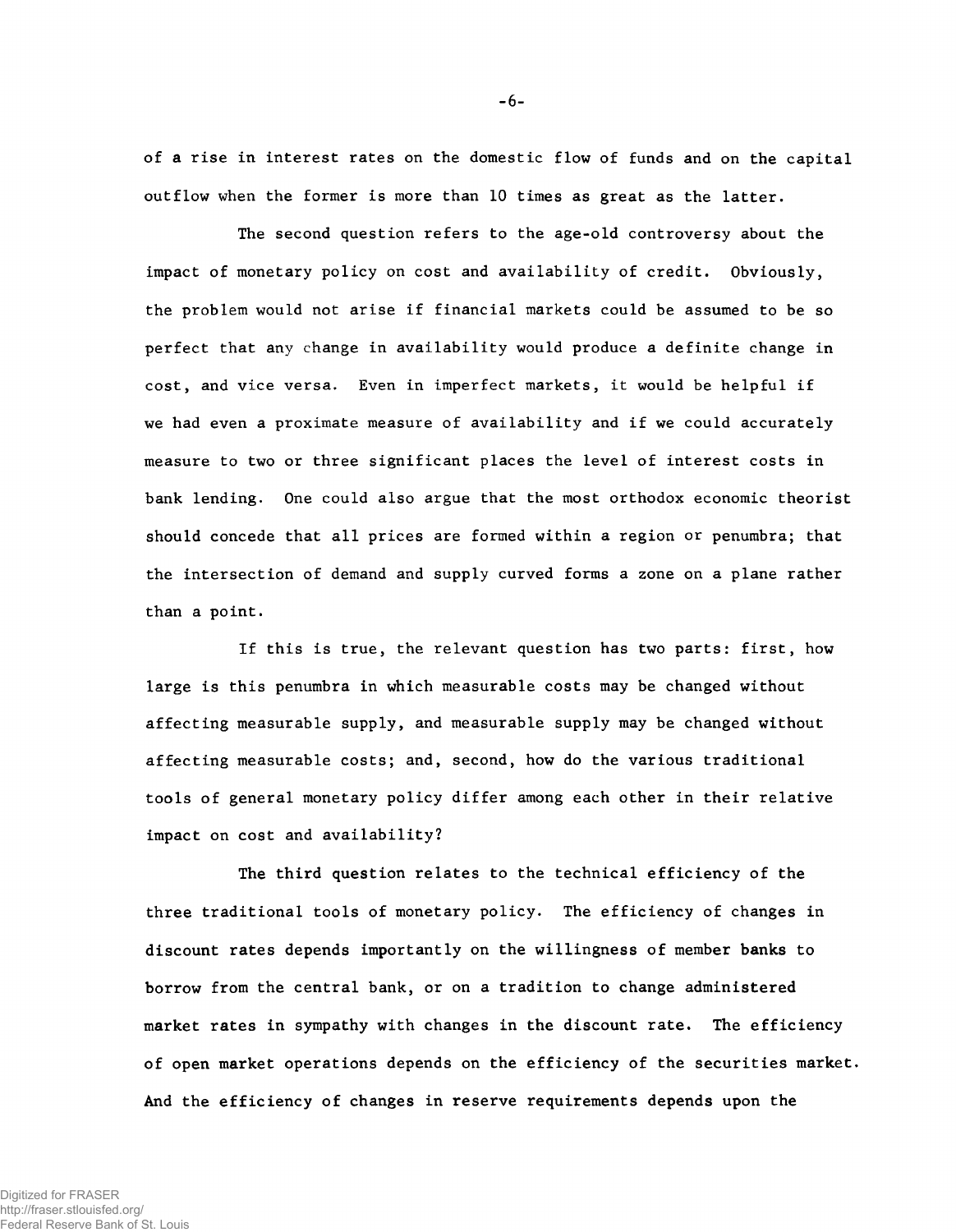of a rise in interest rates on the domestic flow of funds and on the capital outflow when the former is more than 10 times as great as the latter.

The second question refers to the age-old controversy about the impact of monetary policy on cost and availability of credit. Obviously, the problem would not arise if financial markets could be assumed to be so perfect that any change in availability would produce a definite change in cost, and vice versa. Even in imperfect markets, it would be helpful if we had even a proximate measure of availability and if we could accurately measure to two or three significant places the level of interest costs in bank lending. One could also argue that the most orthodox economic theorist should concede that all prices are formed within a region or penumbra; that the intersection of demand and supply curved forms a zone on a plane rather than a point.

If this is true, the relevant question has two parts: first, how large is this penumbra in which measurable costs may be changed without affecting measurable supply, and measurable supply may be changed without affecting measurable costs; and, second, how do the various traditional tools of general monetary policy differ among each other in their relative impact on cost and availability?

The third question relates to the technical efficiency of the three traditional tools of monetary policy. The efficiency of changes in discount rates depends importantly on the willingness of member banks to borrow from the central bank, or on a tradition to change administered market rates in sympathy with changes in the discount rate. The efficiency of open market operations depends on the efficiency of the securities market. And the efficiency of changes in reserve requirements depends upon the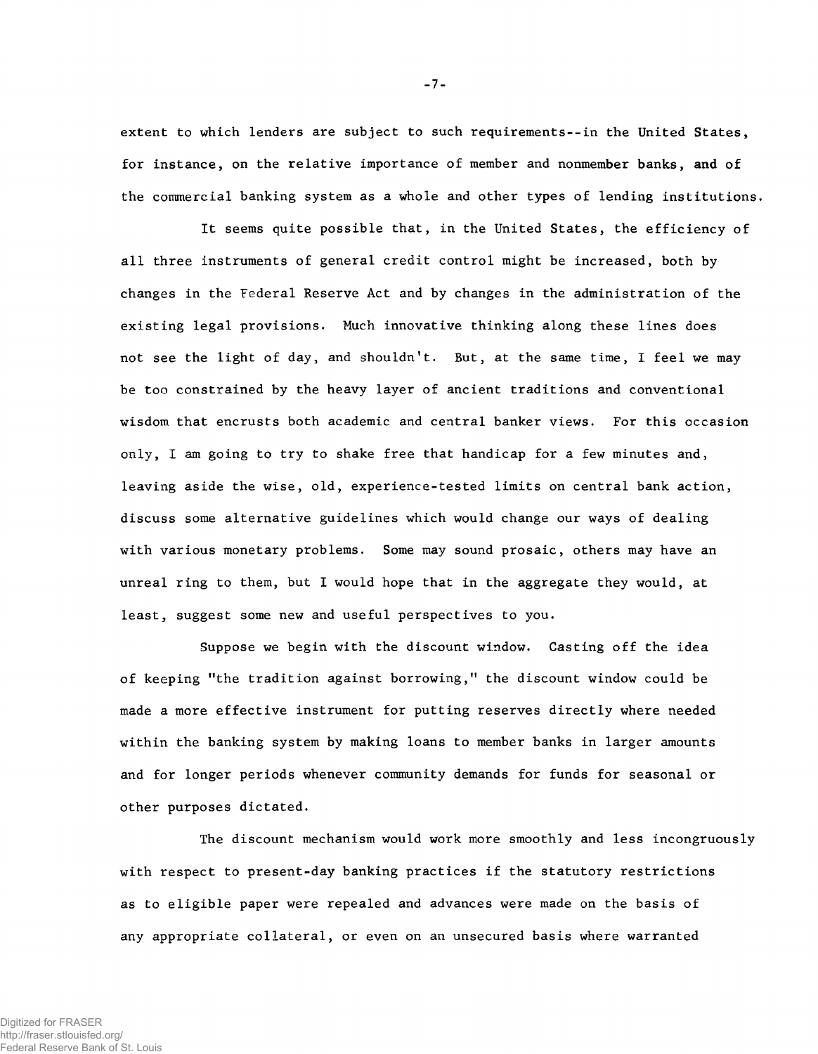extent to which lenders are subject to such requirements--in the United States, for instance, on the relative importance of member and nonmember banks, and of the commercial banking system as a whole and other types of lending institutions.

It seems quite possible that, in the United States, the efficiency of all three instruments of general credit control might be increased, both by changes in the Federal Reserve Act and by changes in the administration of the existing legal provisions. Much innovative thinking along these lines does not see the light of day, and shouldn't. But, at the same time, I feel we may be too constrained by the heavy layer of ancient traditions and conventional wisdom that encrusts both academic and central banker views. For this occasion only, I am going to try to shake free that handicap for a few minutes and, leaving aside the wise, old, experience-tested limits on central bank action, discuss some alternative guidelines which would change our ways of dealing with various monetary problems. Some may sound prosaic, others may have an unreal ring to them, but I would hope that in the aggregate they would, at least, suggest some new and useful perspectives to you.

Suppose we begin with the discount window. Casting off the idea of keeping "the tradition against borrowing," the discount window could be made a more effective instrument for putting reserves directly where needed within the banking system by making loans to member banks in larger amounts and for longer periods whenever community demands for funds for seasonal or other purposes dictated.

The discount mechanism would work more smoothly and less incongruously with respect to present-day banking practices if the statutory restrictions as to eligible paper were repealed and advances were made on the basis of any appropriate collateral, or even on an unsecured basis where warranted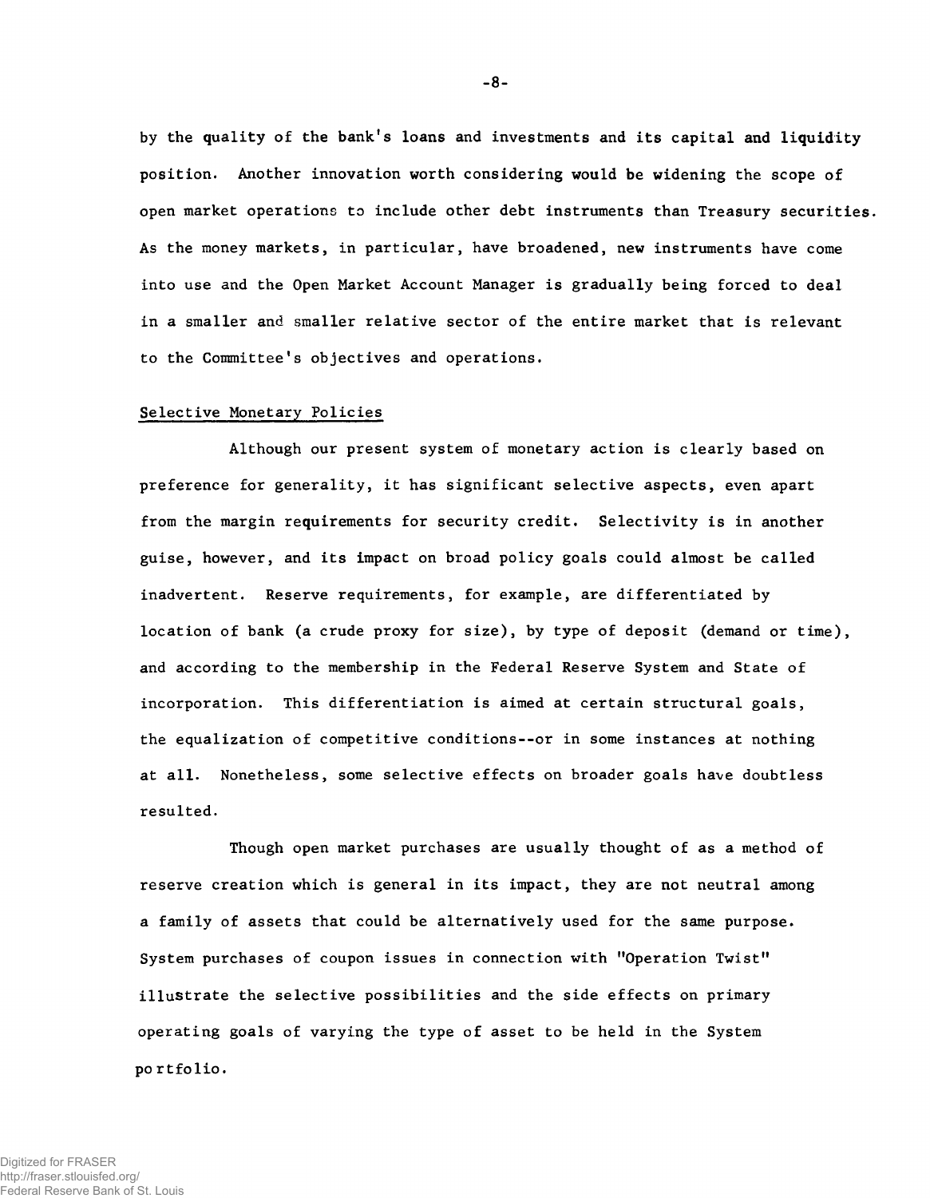by the quality of the bank's loans and investments and its capital and liquidity position. Another innovation worth considering would be widening the scope of open market operations to include other debt instruments than Treasury securities. As the money markets, in particular, have broadened, new instruments have come into use and the Open Market Account Manager is gradually being forced to deal in a smaller and smaller relative sector of the entire market that is relevant to the Committee's objectives and operations.

## Selective Monetary Policies

Although our present system of monetary action is clearly based on preference for generality, it has significant selective aspects, even apart from the margin requirements for security credit. Selectivity is in another guise, however, and its impact on broad policy goals could almost be called inadvertent. Reserve requirements, for example, are differentiated by location of bank (a crude proxy for size), by type of deposit (demand or time), and according to the membership in the Federal Reserve System and State of incorporation. This differentiation is aimed at certain structural goals, the equalization of competitive conditions--or in some instances at nothing at all. Nonetheless, some selective effects on broader goals have doubtless resulted.

Though open market purchases are usually thought of as a method of reserve creation which is general in its impact, they are not neutral among a family of assets that could be alternatively used for the same purpose. System purchases of coupon issues in connection with "Operation Twist" illustrate the selective possibilities and the side effects on primary operating goals of varying the type of asset to be held in the System portfolio.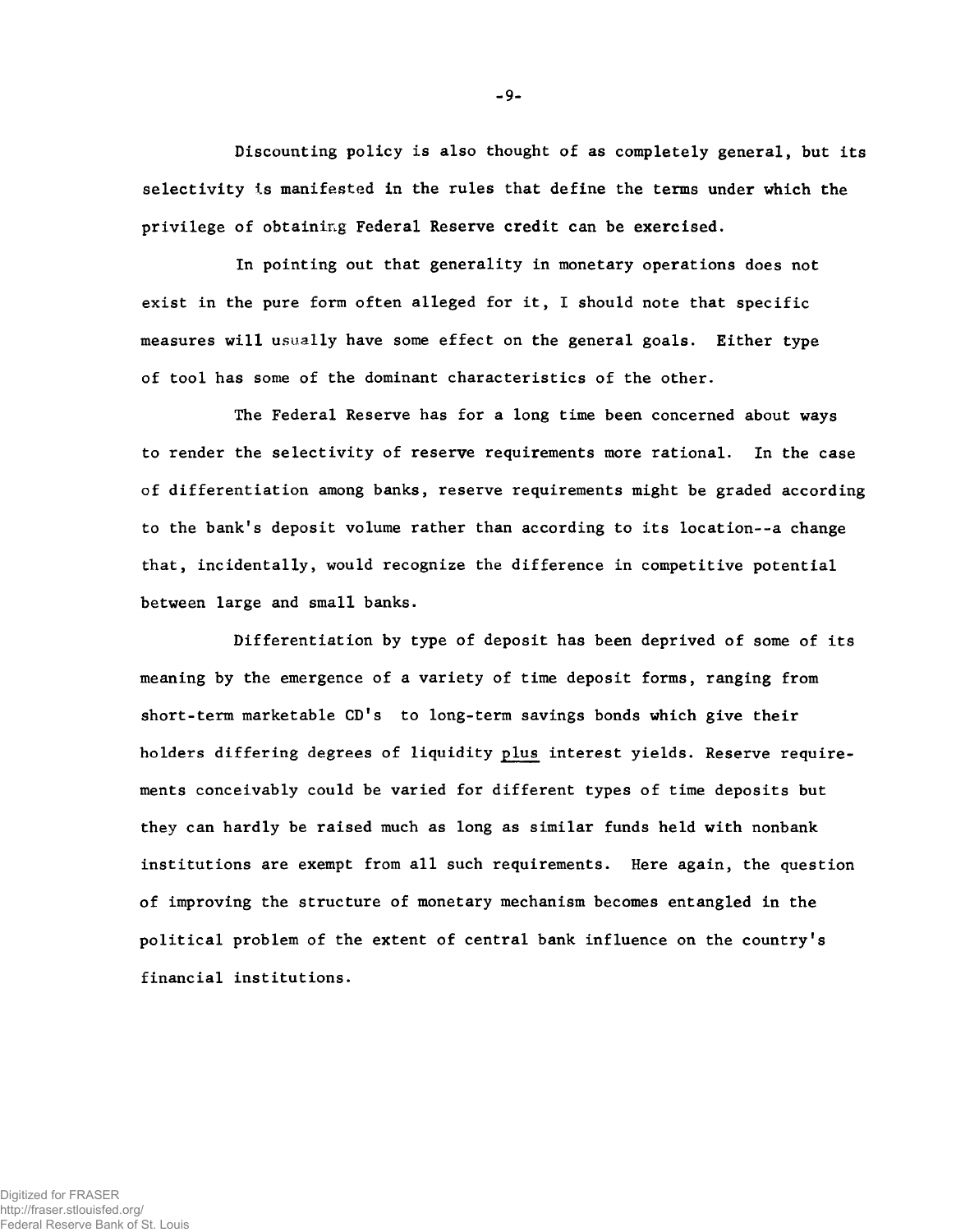Discounting policy is also thought of as completely general, but its selectivity is manifested in the rules that define the terms under which the privilege of obtaining Federal Reserve credit can be exercised.

In pointing out that generality in monetary operations does not exist in the pure form often alleged for it, I should note that specific measures will usually have some effect on the general goals. Either type of tool has some of the dominant characteristics of the other.

The Federal Reserve has for a long time been concerned about ways to render the selectivity of reserve requirements more rational. In the case of differentiation among banks, reserve requirements might be graded according to the bank's deposit volume rather than according to its location--a change that, incidentally, would recognize the difference in competitive potential between large and small banks.

Differentiation by type of deposit has been deprived of some of its meaning by the emergence of a variety of time deposit forms, ranging from short-term marketable CD's to long-term savings bonds which give their holders differing degrees of liquidity <u>plus</u> interest yields. Reserve requirements conceivably could be varied for different types of time deposits but they can hardly be raised much as long as similar funds held with nonbank institutions are exempt from all such requirements. Here again, the question of improving the structure of monetary mechanism becomes entangled in the political problem of the extent of central bank influence on the country's financial institutions.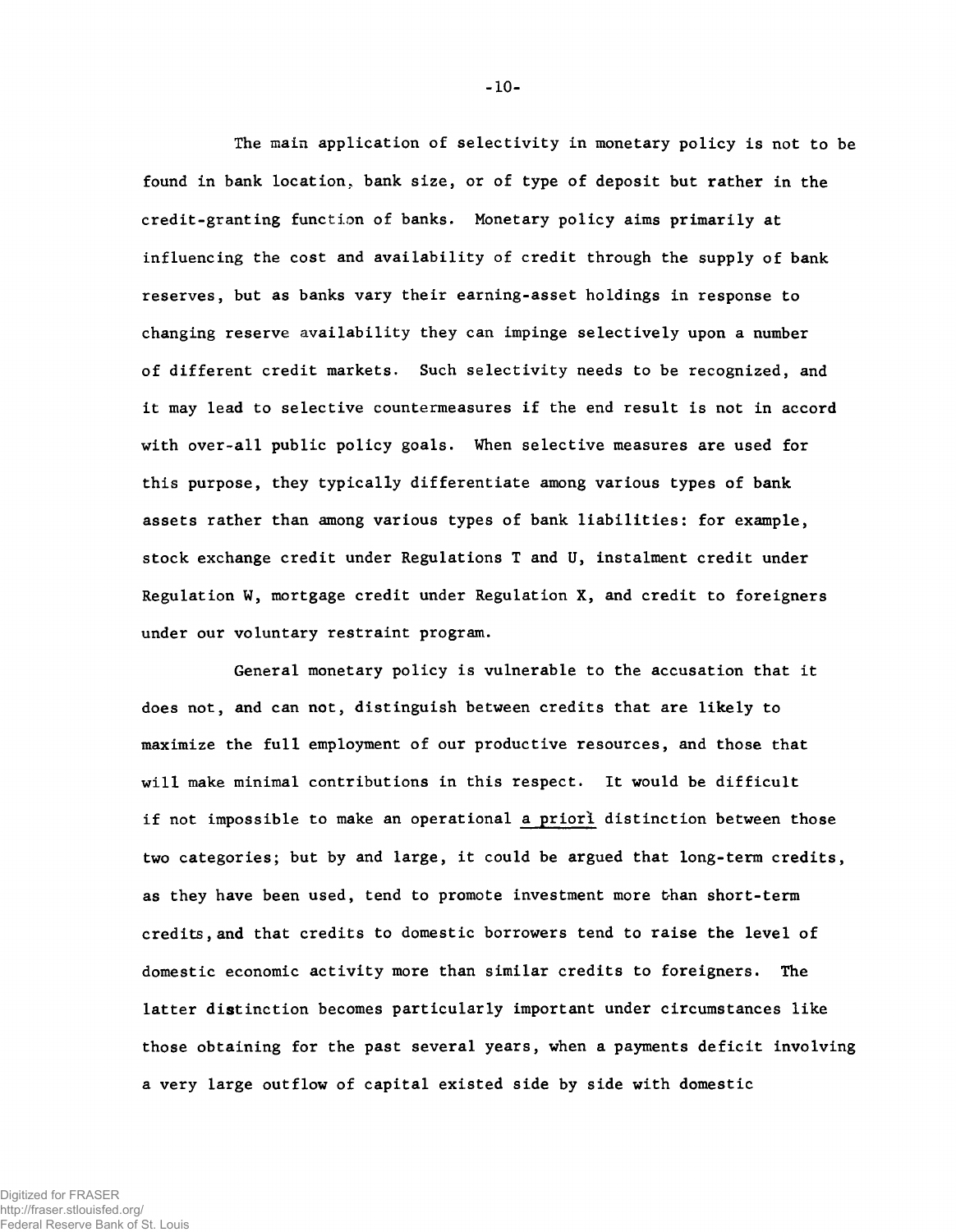The main application of selectivity in monetary policy is not to be found in bank location, bank size, or of type of deposit but rather in the credit-granting function of banks. Monetary policy aims primarily at influencing the cost and availability of credit through the supply of bank reserves, but as banks vary their earning-asset holdings in response to changing reserve availability they can impinge selectively upon a number of different credit markets. Such selectivity needs to be recognized, and it may lead to selective countermeasures if the end result is not in accord with over-all public policy goals. When selective measures are used for this purpose, they typically differentiate among various types of bank assets rather than among various types of bank liabilities: for example, stock exchange credit under Regulations T and U, instalment credit under Regulation W, mortgage credit under Regulation X, and credit to foreigners under our voluntary restraint program.

General monetary policy is vulnerable to the accusation that it does not, and can not, distinguish between credits that are likely to maximize the full employment of our productive resources, and those that will make minimal contributions in this respect. It would be difficult if not impossible to make an operational _a priori_ distinction between those two categories; but by and large, it could be argued that long-term credits, as they have been used, tend to promote investment more than short-term credits, and that credits to domestic borrowers tend to raise the level of domestic economic activity more than similar credits to foreigners. The latter distinction becomes particularly important under circumstances like those obtaining for the past several years, when a payments deficit involving a very large outflow of capital existed side by side with domestic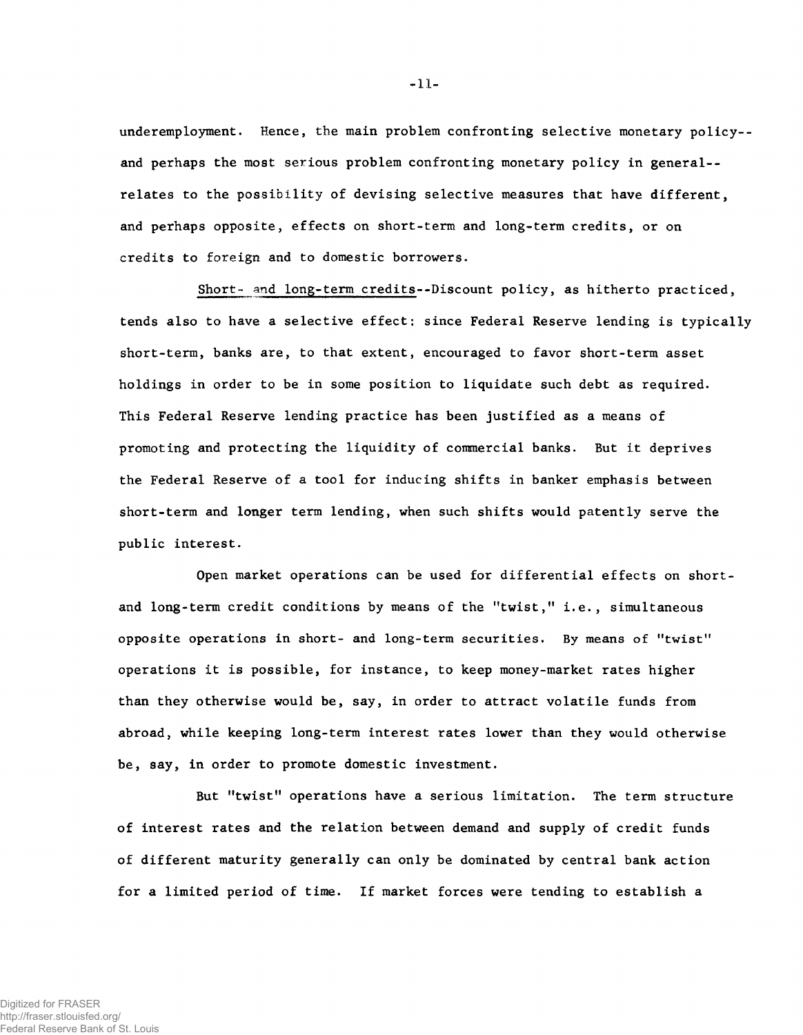underemployment. Hence, the main problem confronting selective monetary policy--and perhaps the most serious problem confronting monetary policy in general--relates to the possibility of devising selective measures that have different, and perhaps opposite, effects on short-term and long-term credits, or on credits to foreign and to domestic borrowers.

Short- and long-term credits--Discount policy, as hitherto practiced, tends also to have a selective effect: since Federal Reserve lending is typically short-term, banks are, to that extent, encouraged to favor short-term asset holdings in order to be in some position to liquidate such debt as required. This Federal Reserve lending practice has been justified as a means of promoting and protecting the liquidity of commercial banks. But it deprives the Federal Reserve of a tool for inducing shifts in banker emphasis between short-term and longer term lending, when such shifts would patently serve the public interest.

Open market operations can be used for differential effects on short- and long-term credit conditions by means of the "twist," i.e., simultaneous opposite operations in short- and long-term securities. By means of "twist" operations it is possible, for instance, to keep money-market rates higher than they otherwise would be, say, in order to attract volatile funds from abroad, while keeping long-term interest rates lower than they would otherwise be, say, in order to promote domestic investment.

But "twist" operations have a serious limitation. The term structure of interest rates and the relation between demand and supply of credit funds of different maturity generally can only be dominated by central bank action for a limited period of time. If market forces were tending to establish a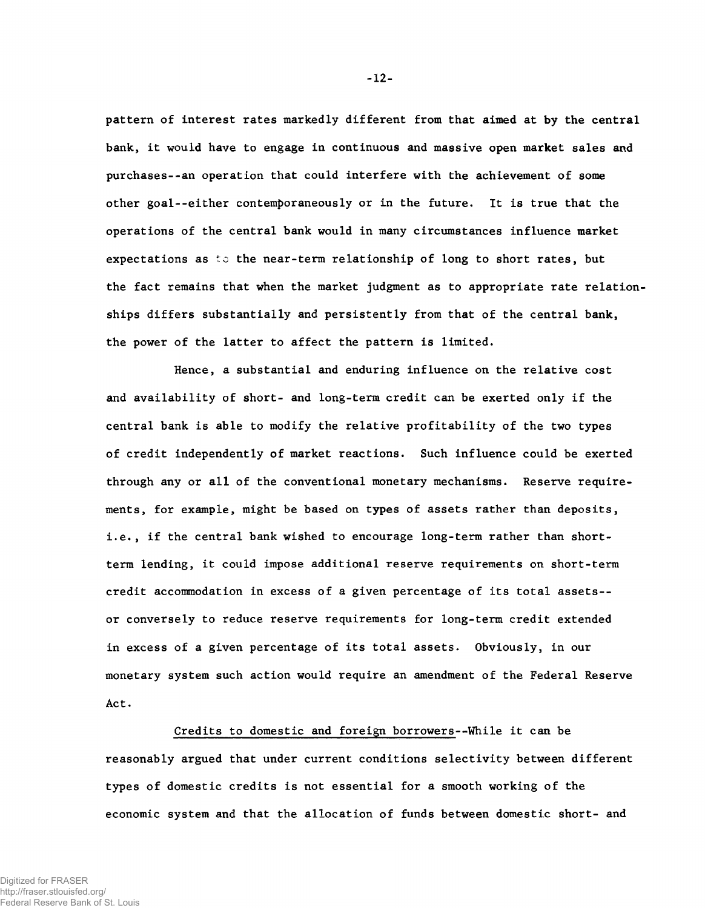pattern of interest rates markedly different from that aimed at by the central bank, it would have to engage in continuous and massive open market sales and purchases--an operation that could interfere with the achievement of some other goal--either contemporaneously or in the future. It is true that the operations of the central bank would in many circumstances influence market expectations as to the near-term relationship of long to short rates, but the fact remains that when the market judgment as to appropriate rate relationships differs substantially and persistently from that of the central bank, the power of the latter to affect the pattern is limited.

Hence, a substantial and enduring influence on the relative cost and availability of short- and long-term credit can be exerted only if the central bank is able to modify the relative profitability of the two types of credit independently of market reactions. Such influence could be exerted through any or all of the conventional monetary mechanisms. Reserve requirements, for example, might be based on types of assets rather than deposits, i.e., if the central bank wished to encourage long-term rather than short-term lending, it could impose additional reserve requirements on short-term credit accommodation in excess of a given percentage of its total assets--or conversely to reduce reserve requirements for long-term credit extended in excess of a given percentage of its total assets. Obviously, in our monetary system such action would require an amendment of the Federal Reserve Act.

Credits to domestic and foreign borrowers--While it can be reasonably argued that under current conditions selectivity between different types of domestic credits is not essential for a smooth working of the economic system and that the allocation of funds between domestic short- and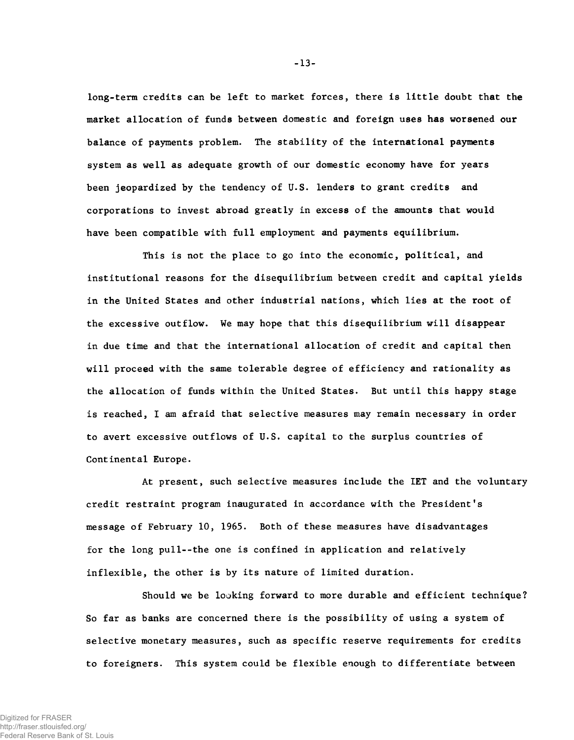long-term credits can be left to market forces, there is little doubt that the market allocation of funds between domestic and foreign uses has worsened our balance of payments problem. The stability of the international payments system as well as adequate growth of our domestic economy have for years been jeopardized by the tendency of U.S. lenders to grant credits and corporations to invest abroad greatly in excess of the amounts that would have been compatible with full employment and payments equilibrium.

This is not the place to go into the economic, political, and institutional reasons for the disequilibrium between credit and capital yields in the United States and other industrial nations, which lies at the root of the excessive outflow. We may hope that this disequilibrium will disappear in due time and that the international allocation of credit and capital then will proceed with the same tolerable degree of efficiency and rationality as the allocation of funds within the United States. But until this happy stage is reached, I am afraid that selective measures may remain necessary in order to avert excessive outflows of U.S. capital to the surplus countries of Continental Europe.

At present, such selective measures include the IET and the voluntary credit restraint program inaugurated in accordance with the President's message of February 10, 1965. Both of these measures have disadvantages for the long pull--the one is confined in application and relatively inflexible, the other is by its nature of limited duration.

Should we be looking forward to more durable and efficient technique? So far as banks are concerned there is the possibility of using a system of selective monetary measures, such as specific reserve requirements for credits to foreigners. This system could be flexible enough to differentiate between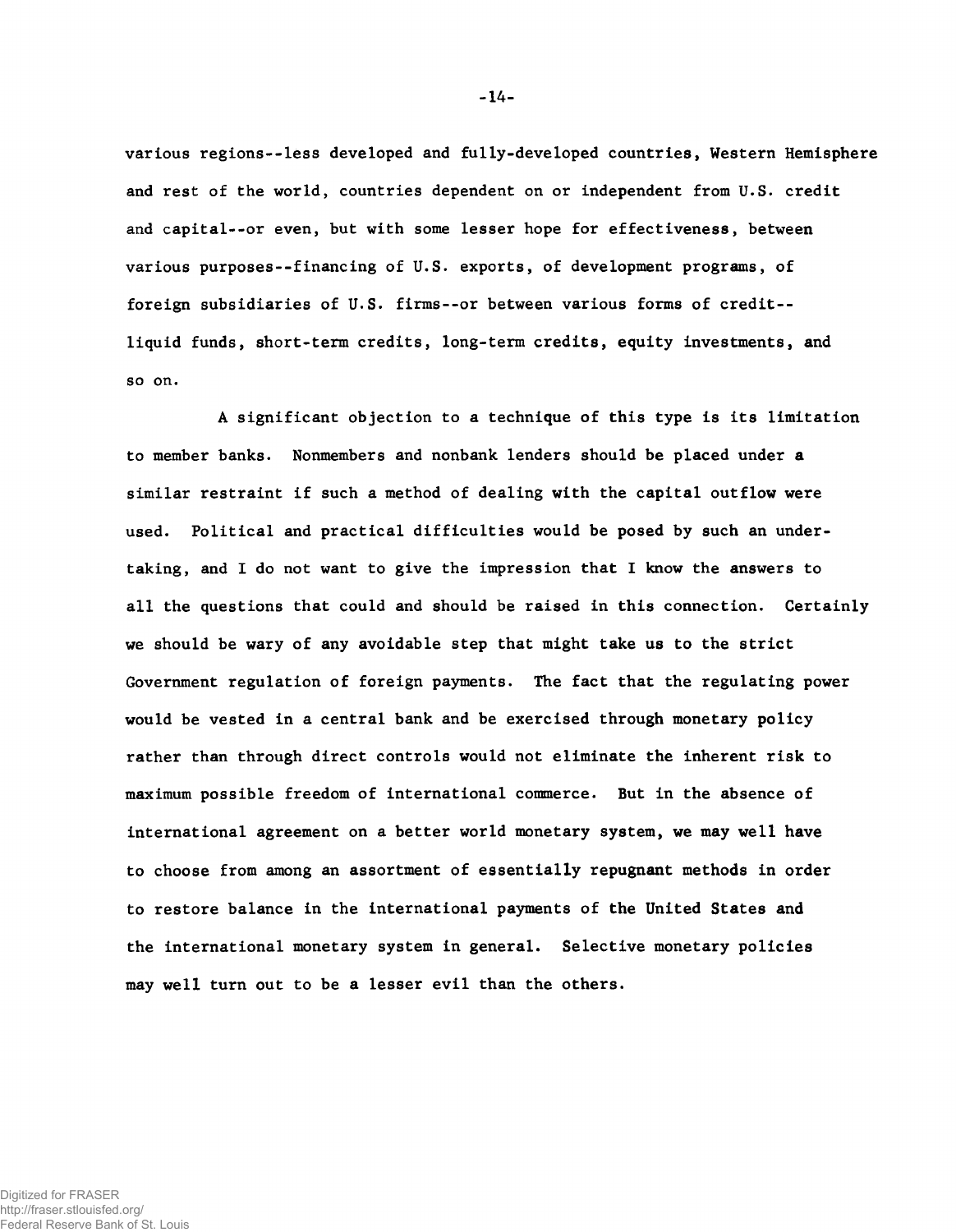various regions--less developed and fully-developed countries, Western Hemisphere and rest of the world, countries dependent on or independent from U.S. credit and capital--or even, but with some lesser hope for effectiveness, between various purposes--financing of U.S. exports, of development programs, of foreign subsidiaries of U.S. firms--or between various forms of credit--liquid funds, short-term credits, long-term credits, equity investments, and so on.

A significant objection to a technique of this type is its limitation to member banks. Nonmembers and nonbank lenders should be placed under a similar restraint if such a method of dealing with the capital outflow were used. Political and practical difficulties would be posed by such an undertaking, and I do not want to give the impression that I know the answers to all the questions that could and should be raised in this connection. Certainly we should be wary of any avoidable step that might take us to the strict Government regulation of foreign payments. The fact that the regulating power would be vested in a central bank and be exercised through monetary policy rather than through direct controls would not eliminate the inherent risk to maximum possible freedom of international commerce. But in the absence of international agreement on a better world monetary system, we may well have to choose from among an assortment of essentially repugnant methods in order to restore balance in the international payments of the United States and the international monetary system in general. Selective monetary policies may well turn out to be a lesser evil than the others.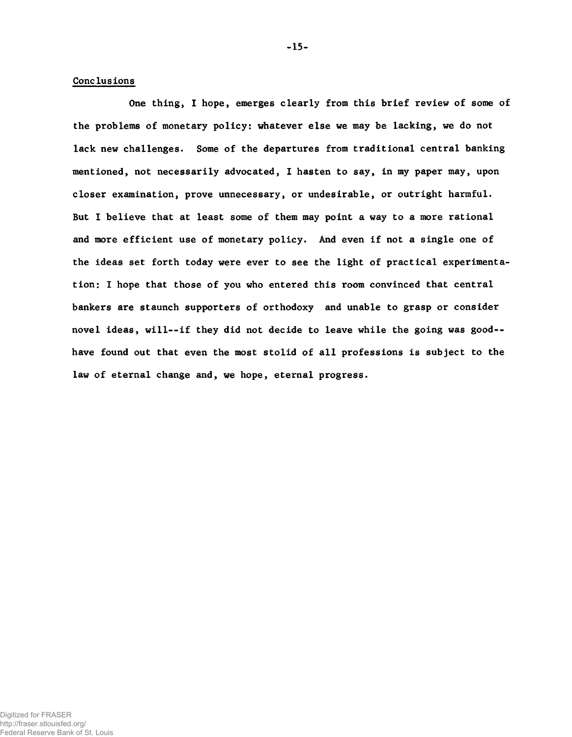## Conclusions

One thing, I hope, emerges clearly from this brief review of some of the problems of monetary policy: whatever else we may be lacking, we do not lack new challenges. Some of the departures from traditional central banking mentioned, not necessarily advocated, I hasten to say, in my paper may, upon closer examination, prove unnecessary, or undesirable, or outright harmful. But I believe that at least some of them may point a way to a more rational and more efficient use of monetary policy. And even if not a single one of the ideas set forth today were ever to see the light of practical experimentation: I hope that those of you who entered this room convinced that central bankers are staunch supporters of orthodoxy and unable to grasp or consider novel ideas, will--if they did not decide to leave while the going was good--have found out that even the most stolid of all professions is subject to the law of eternal change and, we hope, eternal progress.